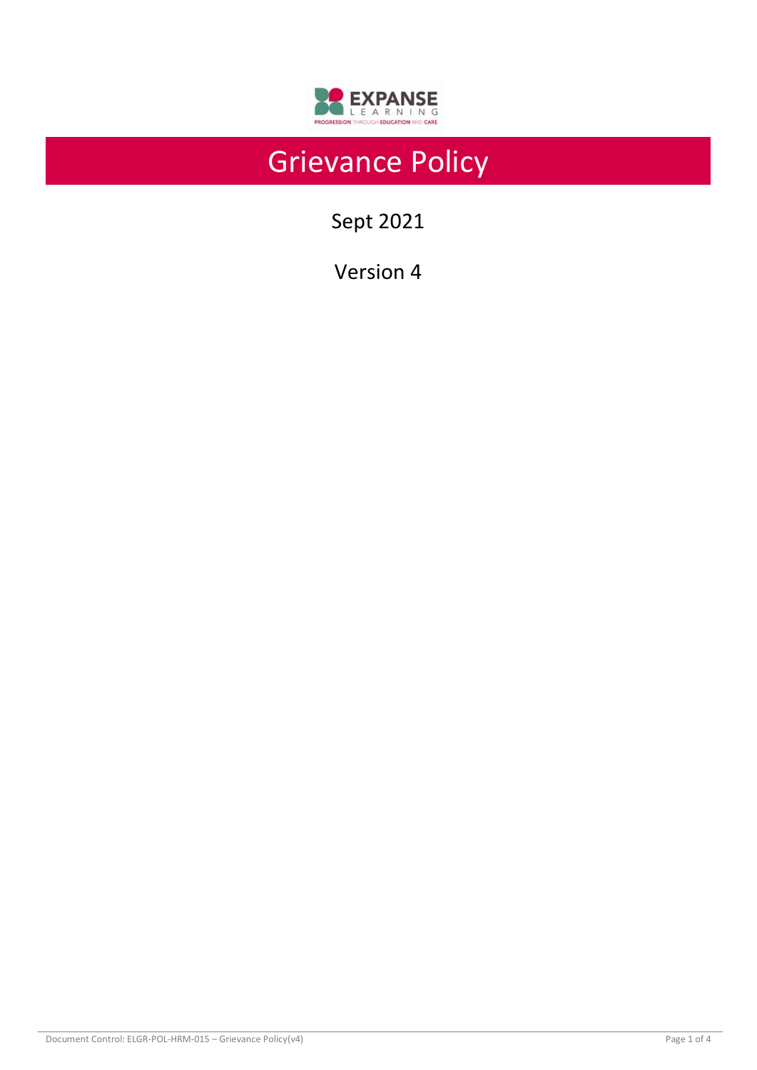# Grievance Policy

Sept 2021

Version 4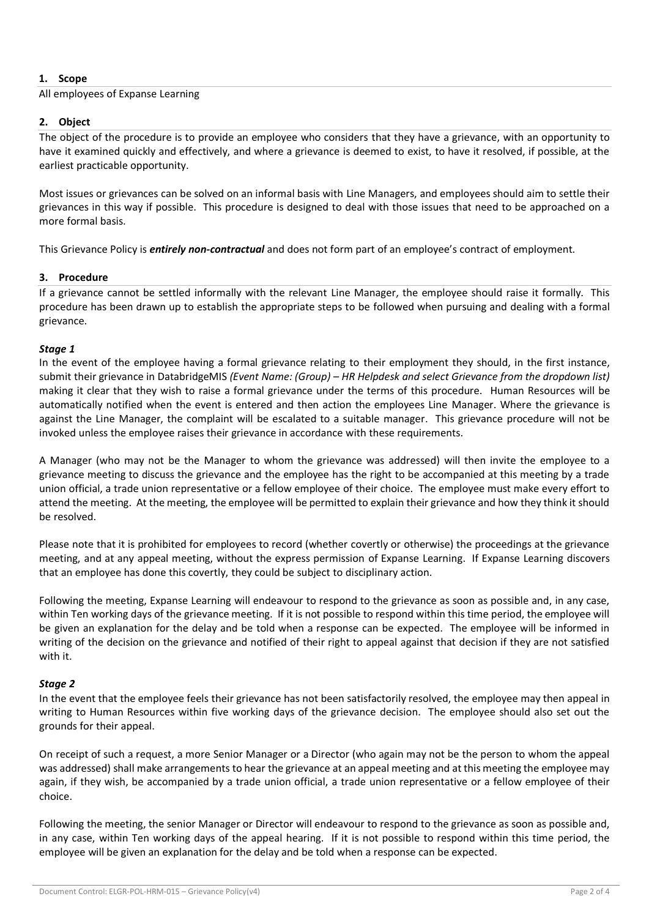## 1. Scope

All employees of Expanse Learning

## 2. Object

The object of the procedure is to provide an employee who considers that they have a grievance, with an opportunity to have it examined quickly and effectively, and where a grievance is deemed to exist, to have it resolved, if possible, at the earliest practicable opportunity.

Most issues or grievances can be solved on an informal basis with Line Managers, and employees should aim to settle their grievances in this way if possible. This procedure is designed to deal with those issues that need to be approached on a more formal basis.

This Grievance Policy is ***entirely non-contractual*** and does not form part of an employee's contract of employment.

## 3. Procedure

If a grievance cannot be settled informally with the relevant Line Manager, the employee should raise it formally. This procedure has been drawn up to establish the appropriate steps to be followed when pursuing and dealing with a formal grievance.

### *Stage 1*

In the event of the employee having a formal grievance relating to their employment they should, in the first instance, submit their grievance in DatabridgeMIS *(Event Name: (Group) – HR Helpdesk and select Grievance from the dropdown list)* making it clear that they wish to raise a formal grievance under the terms of this procedure. Human Resources will be automatically notified when the event is entered and then action the employees Line Manager. Where the grievance is against the Line Manager, the complaint will be escalated to a suitable manager. This grievance procedure will not be invoked unless the employee raises their grievance in accordance with these requirements.

A Manager (who may not be the Manager to whom the grievance was addressed) will then invite the employee to a grievance meeting to discuss the grievance and the employee has the right to be accompanied at this meeting by a trade union official, a trade union representative or a fellow employee of their choice. The employee must make every effort to attend the meeting. At the meeting, the employee will be permitted to explain their grievance and how they think it should be resolved.

Please note that it is prohibited for employees to record (whether covertly or otherwise) the proceedings at the grievance meeting, and at any appeal meeting, without the express permission of Expanse Learning. If Expanse Learning discovers that an employee has done this covertly, they could be subject to disciplinary action.

Following the meeting, Expanse Learning will endeavour to respond to the grievance as soon as possible and, in any case, within Ten working days of the grievance meeting. If it is not possible to respond within this time period, the employee will be given an explanation for the delay and be told when a response can be expected. The employee will be informed in writing of the decision on the grievance and notified of their right to appeal against that decision if they are not satisfied with it.

### *Stage 2*

In the event that the employee feels their grievance has not been satisfactorily resolved, the employee may then appeal in writing to Human Resources within five working days of the grievance decision. The employee should also set out the grounds for their appeal.

On receipt of such a request, a more Senior Manager or a Director (who again may not be the person to whom the appeal was addressed) shall make arrangements to hear the grievance at an appeal meeting and at this meeting the employee may again, if they wish, be accompanied by a trade union official, a trade union representative or a fellow employee of their choice.

Following the meeting, the senior Manager or Director will endeavour to respond to the grievance as soon as possible and, in any case, within Ten working days of the appeal hearing. If it is not possible to respond within this time period, the employee will be given an explanation for the delay and be told when a response can be expected.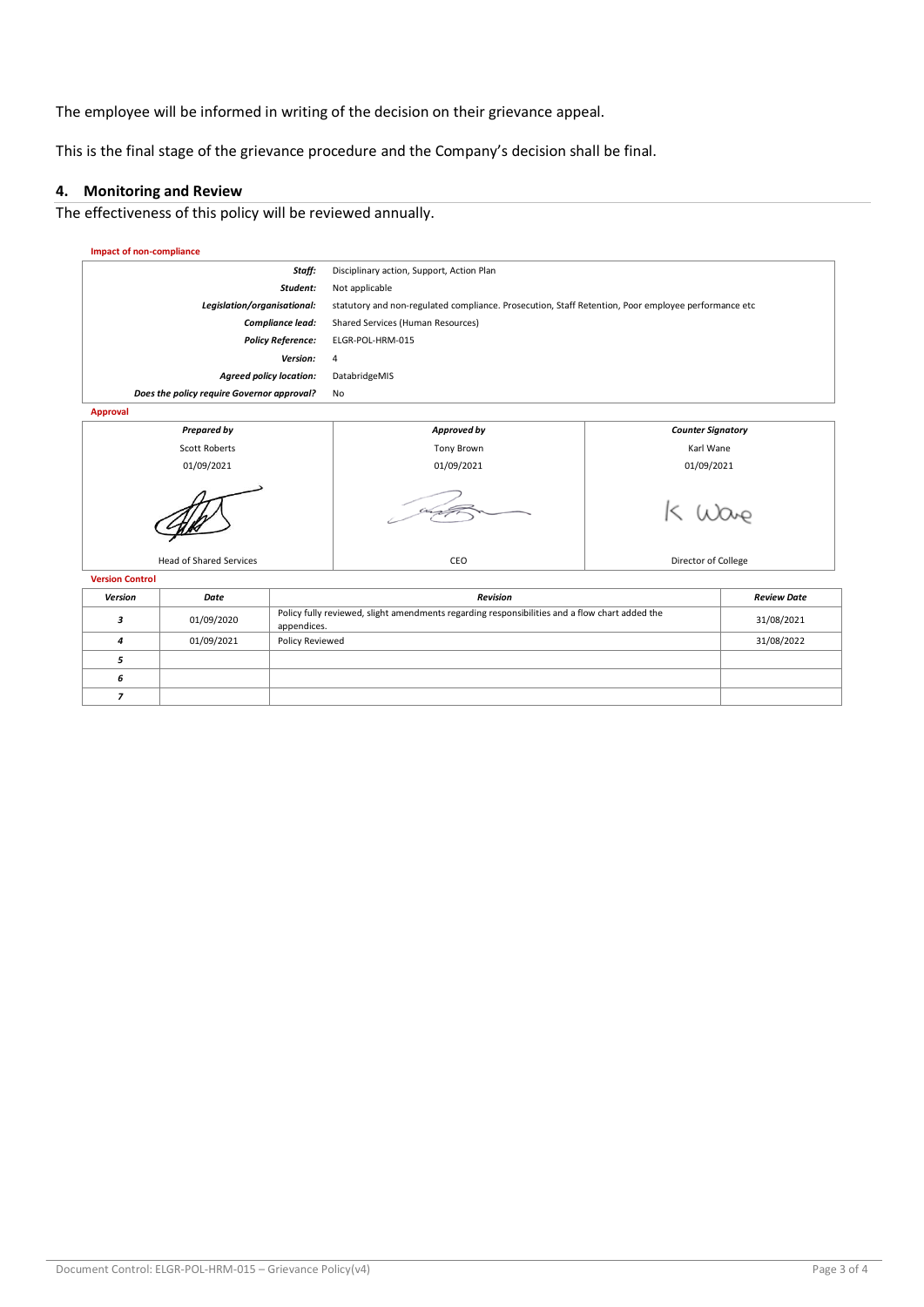The employee will be informed in writing of the decision on their grievance appeal.

This is the final stage of the grievance procedure and the Company's decision shall be final.

## 4. Monitoring and Review

The effectiveness of this policy will be reviewed annually.

**Impact of non-compliance**

| | |
|---|---|
| ***Staff:*** | Disciplinary action, Support, Action Plan |
| ***Student:*** | Not applicable |
| ***Legislation/organisational:*** | statutory and non-regulated compliance. Prosecution, Staff Retention, Poor employee performance etc |
| ***Compliance lead:*** | Shared Services (Human Resources) |
| ***Policy Reference:*** | ELGR-POL-HRM-015 |
| ***Version:*** | 4 |
| ***Agreed policy location:*** | DatabridgeMIS |
| ***Does the policy require Governor approval?*** | No |

**Approval**

| ***Prepared by*** | ***Approved by*** | ***Counter Signatory*** |
|---|---|---|
| Scott Roberts | Tony Brown | Karl Wane |
| 01/09/2021 | 01/09/2021 | 01/09/2021 |
| Head of Shared Services | CEO | Director of College |

**Version Control**

| *Version* | *Date* | *Revision* | *Review Date* |
|---|---|---|---|
| *3* | 01/09/2020 | Policy fully reviewed, slight amendments regarding responsibilities and a flow chart added the appendices. | 31/08/2021 |
| *4* | 01/09/2021 | Policy Reviewed | 31/08/2022 |
| *5* | | | |
| *6* | | | |
| *7* | | | |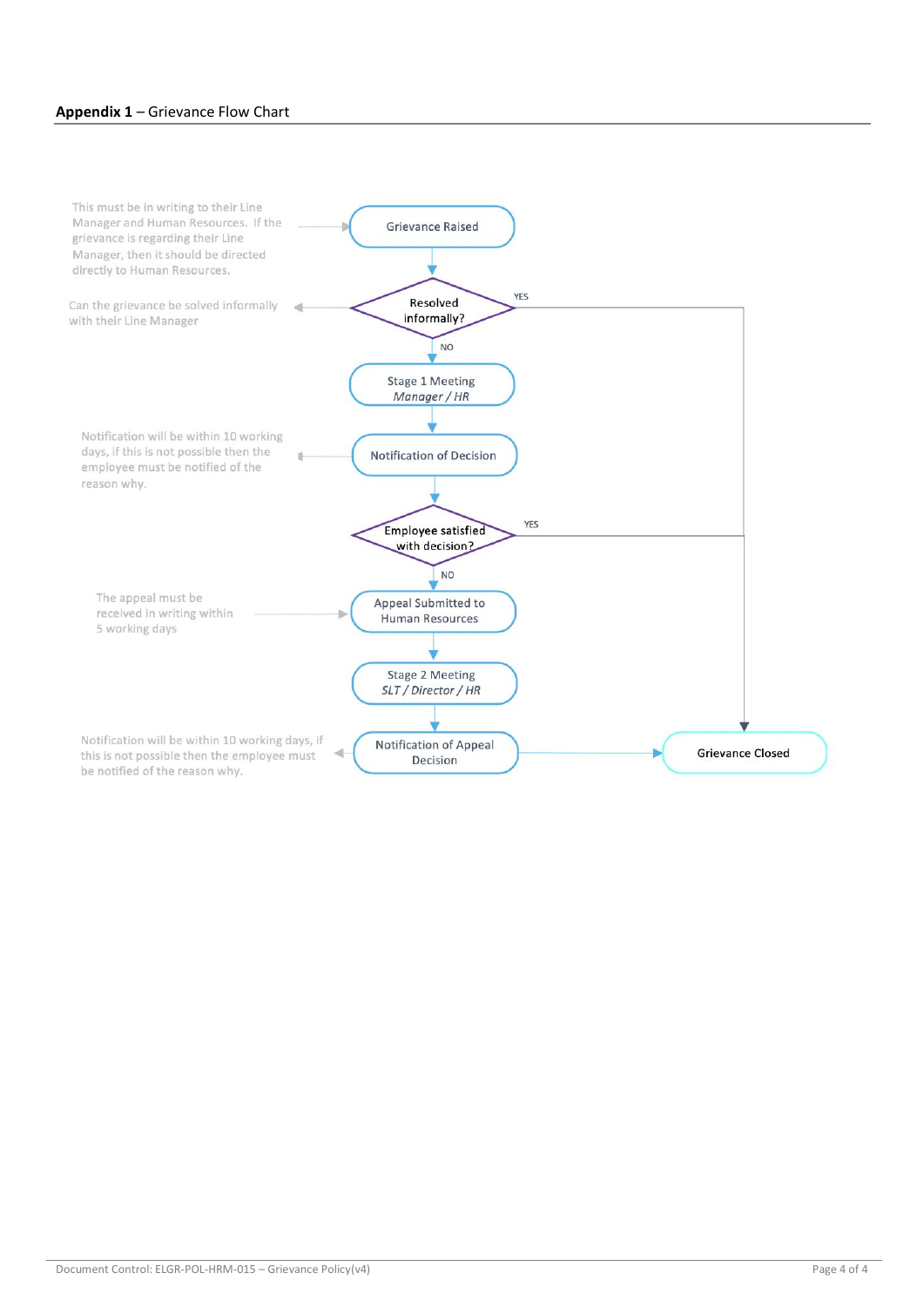**Appendix 1** – Grievance Flow Chart

This must be in writing to their Line Manager and Human Resources. If the grievance is regarding their Line Manager, then it should be directed directly to Human Resources.

Grievance Raised

Can the grievance be solved informally with their Line Manager

Resolved informally?

YES

NO

Stage 1 Meeting
*Manager / HR*

Notification will be within 10 working days, if this is not possible then the employee must be notified of the reason why.

Notification of Decision

Employee satisfied with decision?

YES

NO

The appeal must be received in writing within 5 working days

Appeal Submitted to Human Resources

Stage 2 Meeting
*SLT / Director / HR*

Notification will be within 10 working days, if this is not possible then the employee must be notified of the reason why.

Notification of Appeal Decision

Grievance Closed